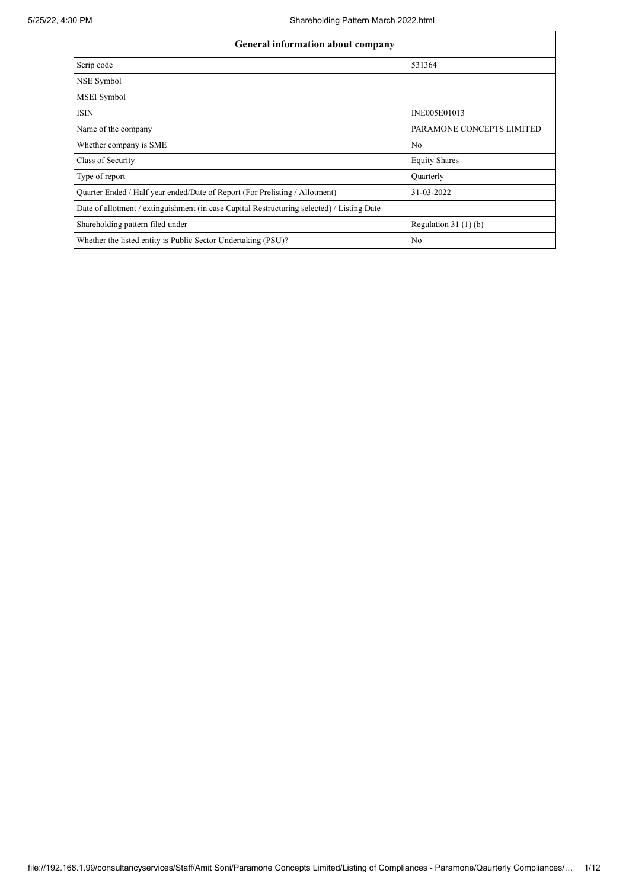| General information about company | |
|---|---|
| Scrip code | 531364 |
| NSE Symbol | |
| MSEI Symbol | |
| ISIN | INE005E01013 |
| Name of the company | PARAMONE CONCEPTS LIMITED |
| Whether company is SME | No |
| Class of Security | Equity Shares |
| Type of report | Quarterly |
| Quarter Ended / Half year ended/Date of Report (For Prelisting / Allotment) | 31-03-2022 |
| Date of allotment / extinguishment (in case Capital Restructuring selected) / Listing Date | |
| Shareholding pattern filed under | Regulation 31 (1) (b) |
| Whether the listed entity is Public Sector Undertaking (PSU)? | No |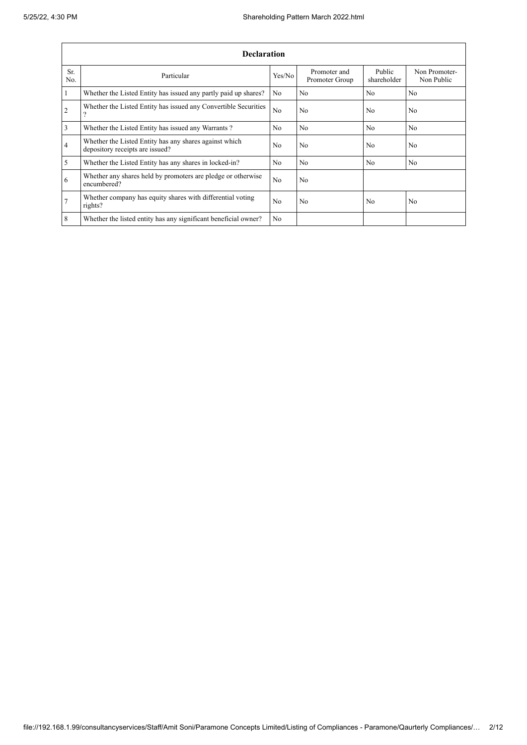| Declaration | | | | | |
|---|---|---|---|---|---|
| Sr. No. | Particular | Yes/No | Promoter and Promoter Group | Public shareholder | Non Promoter- Non Public |
| 1 | Whether the Listed Entity has issued any partly paid up shares? | No | No | No | No |
| 2 | Whether the Listed Entity has issued any Convertible Securities ? | No | No | No | No |
| 3 | Whether the Listed Entity has issued any Warrants ? | No | No | No | No |
| 4 | Whether the Listed Entity has any shares against which depository receipts are issued? | No | No | No | No |
| 5 | Whether the Listed Entity has any shares in locked-in? | No | No | No | No |
| 6 | Whether any shares held by promoters are pledge or otherwise encumbered? | No | No | | |
| 7 | Whether company has equity shares with differential voting rights? | No | No | No | No |
| 8 | Whether the listed entity has any significant beneficial owner? | No | | | |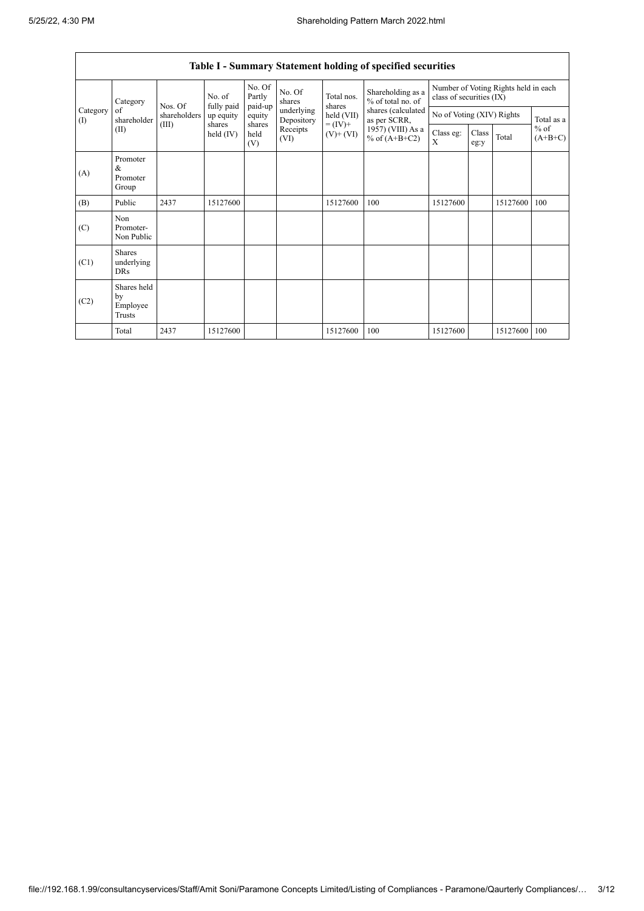## Table I - Summary Statement holding of specified securities

| Category (I) | Category of shareholder (II) | Nos. Of shareholders (III) | No. of fully paid up equity shares held (IV) | No. Of Partly paid-up equity shares held (V) | No. Of shares underlying Depository Receipts (VI) | Total nos. shares held (VII) = (IV)+ (V)+ (VI) | Shareholding as a % of total no. of shares (calculated as per SCRR, 1957) (VIII) As a % of (A+B+C2) | Number of Voting Rights held in each class of securities (IX) | | | |
|---|---|---|---|---|---|---|---|---|---|---|---|
| | | | | | | | | No of Voting (XIV) Rights | | | Total as a % of (A+B+C) |
| | | | | | | | | Class eg: X | Class eg:y | Total | |
| (A) | Promoter & Promoter Group | | | | | | | | | | |
| (B) | Public | 2437 | 15127600 | | | 15127600 | 100 | 15127600 | | 15127600 | 100 |
| (C) | Non Promoter- Non Public | | | | | | | | | | |
| (C1) | Shares underlying DRs | | | | | | | | | | |
| (C2) | Shares held by Employee Trusts | | | | | | | | | | |
| | Total | 2437 | 15127600 | | | 15127600 | 100 | 15127600 | | 15127600 | 100 |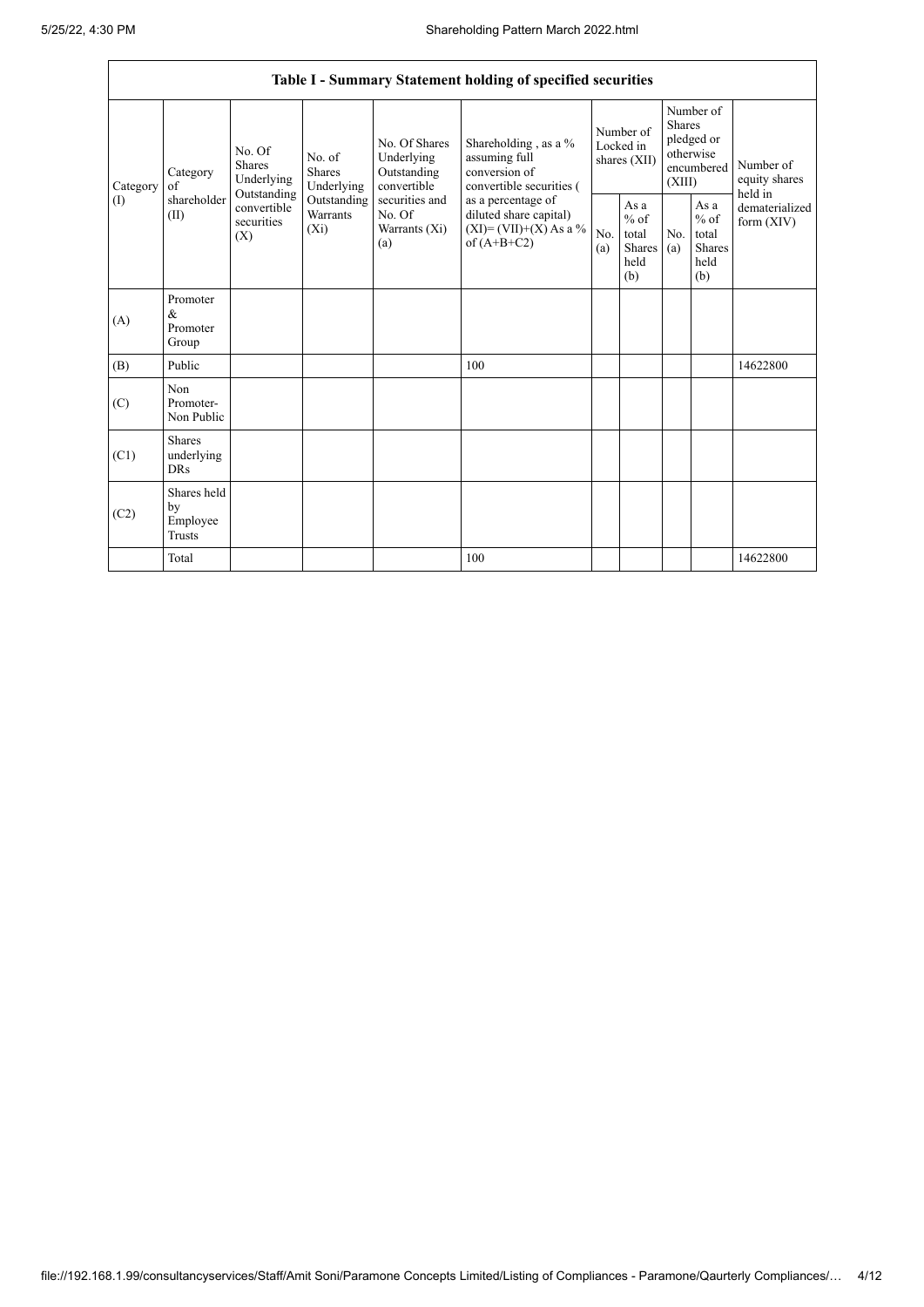| Table I - Summary Statement holding of specified securities | | | | | | | | | | | |
|---|---|---|---|---|---|---|---|---|---|---|---|
| Category (I) | Category of shareholder (II) | No. Of Shares Underlying Outstanding convertible securities (X) | No. of Shares Underlying Outstanding Warrants (Xi) | No. Of Shares Underlying Outstanding convertible securities and No. Of Warrants (Xi) (a) | Shareholding , as a % assuming full conversion of convertible securities ( as a percentage of diluted share capital) (XI)= (VII)+(X) As a % of (A+B+C2) | Number of Locked in shares (XII) | | Number of Shares pledged or otherwise encumbered (XIII) | | Number of equity shares held in dematerialized form (XIV) |
| | | | | | | No. (a) | As a % of total Shares held (b) | No. (a) | As a % of total Shares held (b) | |
| (A) | Promoter & Promoter Group | | | | | | | | | |
| (B) | Public | | | | 100 | | | | | 14622800 |
| (C) | Non Promoter- Non Public | | | | | | | | | |
| (C1) | Shares underlying DRs | | | | | | | | | |
| (C2) | Shares held by Employee Trusts | | | | | | | | | |
| | Total | | | | 100 | | | | | 14622800 |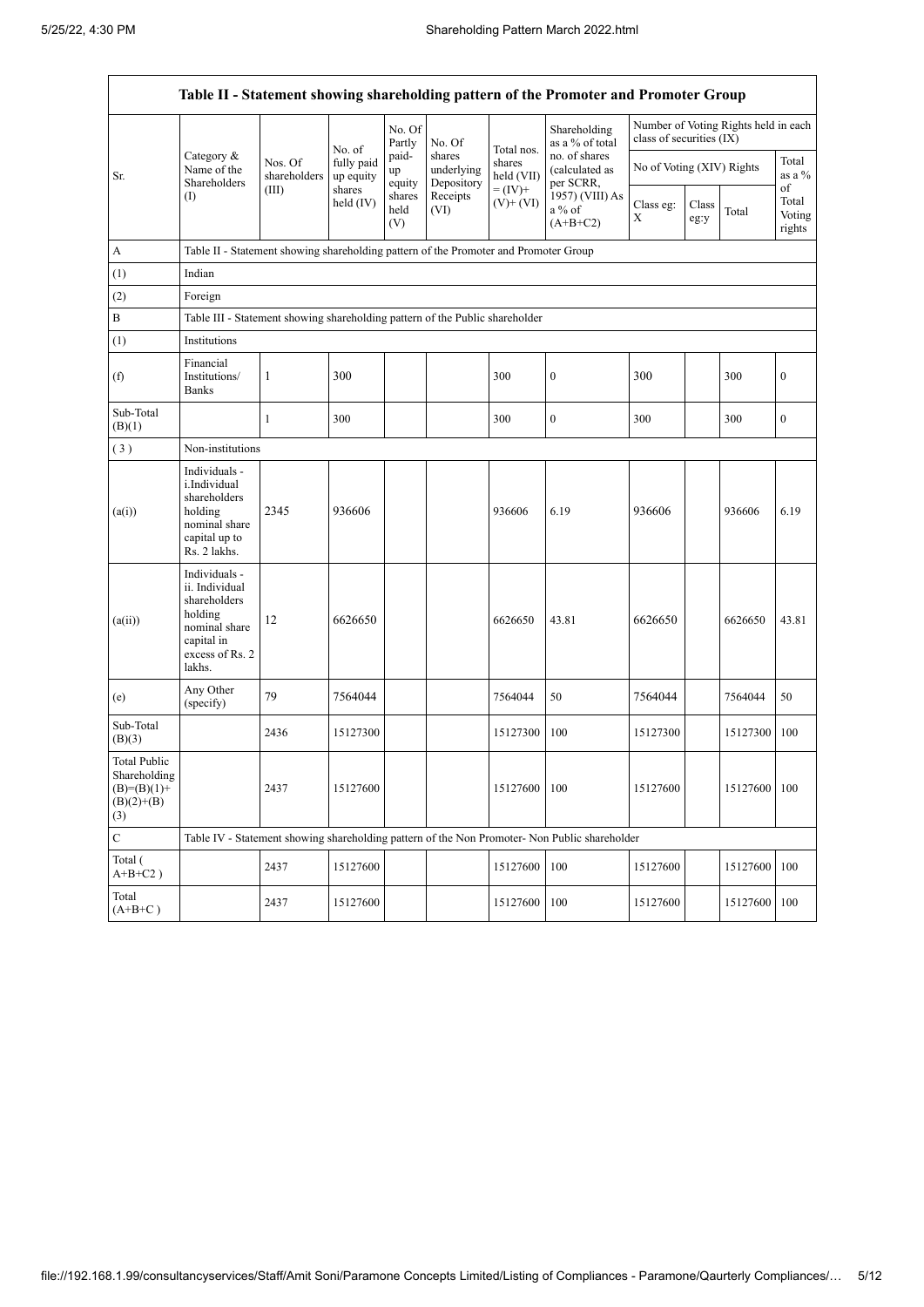| Table II - Statement showing shareholding pattern of the Promoter and Promoter Group | | | | | | | | | | | |
|---|---|---|---|---|---|---|---|---|---|---|---|
| Sr. | Category & Name of the Shareholders (I) | Nos. Of shareholders (III) | No. of fully paid up equity shares held (IV) | No. Of Partly paid-up equity shares held (V) | No. Of shares underlying Depository Receipts (VI) | Total nos. shares held (VII) = (IV)+ (V)+ (VI) | Shareholding as a % of total no. of shares (calculated as per SCRR, 1957) (VIII) As a % of (A+B+C2) | Number of Voting Rights held in each class of securities (IX) | | | |
| | | | | | | | | No of Voting (XIV) Rights | | | Total as a % of Total Voting rights |
| | | | | | | | | Class eg: X | Class eg:y | Total | |
| A | Table II - Statement showing shareholding pattern of the Promoter and Promoter Group | | | | | | | | | | |
| (1) | Indian | | | | | | | | | | |
| (2) | Foreign | | | | | | | | | | |
| B | Table III - Statement showing shareholding pattern of the Public shareholder | | | | | | | | | | |
| (1) | Institutions | | | | | | | | | | |
| (f) | Financial Institutions/ Banks | 1 | 300 | | | 300 | 0 | 300 | | 300 | 0 |
| Sub-Total (B)(1) | | 1 | 300 | | | 300 | 0 | 300 | | 300 | 0 |
| ( 3 ) | Non-institutions | | | | | | | | | | |
| (a(i)) | Individuals - i.Individual shareholders holding nominal share capital up to Rs. 2 lakhs. | 2345 | 936606 | | | 936606 | 6.19 | 936606 | | 936606 | 6.19 |
| (a(ii)) | Individuals - ii. Individual shareholders holding nominal share capital in excess of Rs. 2 lakhs. | 12 | 6626650 | | | 6626650 | 43.81 | 6626650 | | 6626650 | 43.81 |
| (e) | Any Other (specify) | 79 | 7564044 | | | 7564044 | 50 | 7564044 | | 7564044 | 50 |
| Sub-Total (B)(3) | | 2436 | 15127300 | | | 15127300 | 100 | 15127300 | | 15127300 | 100 |
| Total Public Shareholding (B)=(B)(1)+(B)(2)+(B)(3) | | 2437 | 15127600 | | | 15127600 | 100 | 15127600 | | 15127600 | 100 |
| C | Table IV - Statement showing shareholding pattern of the Non Promoter- Non Public shareholder | | | | | | | | | | |
| Total ( A+B+C2 ) | | 2437 | 15127600 | | | 15127600 | 100 | 15127600 | | 15127600 | 100 |
| Total (A+B+C ) | | 2437 | 15127600 | | | 15127600 | 100 | 15127600 | | 15127600 | 100 |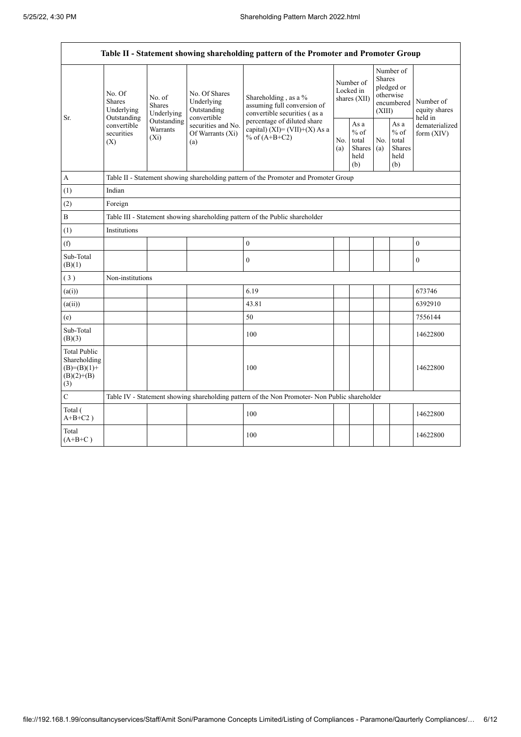| Table II - Statement showing shareholding pattern of the Promoter and Promoter Group | | | | | | | | | |
|---|---|---|---|---|---|---|---|---|---|
| Sr. | No. Of Shares Underlying Outstanding convertible securities (X) | No. of Shares Underlying Outstanding Warrants (Xi) | No. Of Shares Underlying Outstanding convertible securities and No. Of Warrants (Xi) (a) | Shareholding , as a % assuming full conversion of convertible securities ( as a percentage of diluted share capital) (XI)= (VII)+(X) As a % of (A+B+C2) | Number of Locked in shares (XII) | | Number of Shares pledged or otherwise encumbered (XIII) | | Number of equity shares held in dematerialized form (XIV) |
| | | | | | No. (a) | As a % of total Shares held (b) | No. (a) | As a % of total Shares held (b) | |
| A | Table II - Statement showing shareholding pattern of the Promoter and Promoter Group | | | | | | | | |
| (1) | Indian | | | | | | | | |
| (2) | Foreign | | | | | | | | |
| B | Table III - Statement showing shareholding pattern of the Public shareholder | | | | | | | | |
| (1) | Institutions | | | | | | | | |
| (f) | | | | 0 | | | | | 0 |
| Sub-Total (B)(1) | | | | 0 | | | | | 0 |
| ( 3 ) | Non-institutions | | | | | | | | |
| (a(i)) | | | | 6.19 | | | | | 673746 |
| (a(ii)) | | | | 43.81 | | | | | 6392910 |
| (e) | | | | 50 | | | | | 7556144 |
| Sub-Total (B)(3) | | | | 100 | | | | | 14622800 |
| Total Public Shareholding (B)=(B)(1)+(B)(2)+(B)(3) | | | | 100 | | | | | 14622800 |
| C | Table IV - Statement showing shareholding pattern of the Non Promoter- Non Public shareholder | | | | | | | | |
| Total ( A+B+C2 ) | | | | 100 | | | | | 14622800 |
| Total (A+B+C ) | | | | 100 | | | | | 14622800 |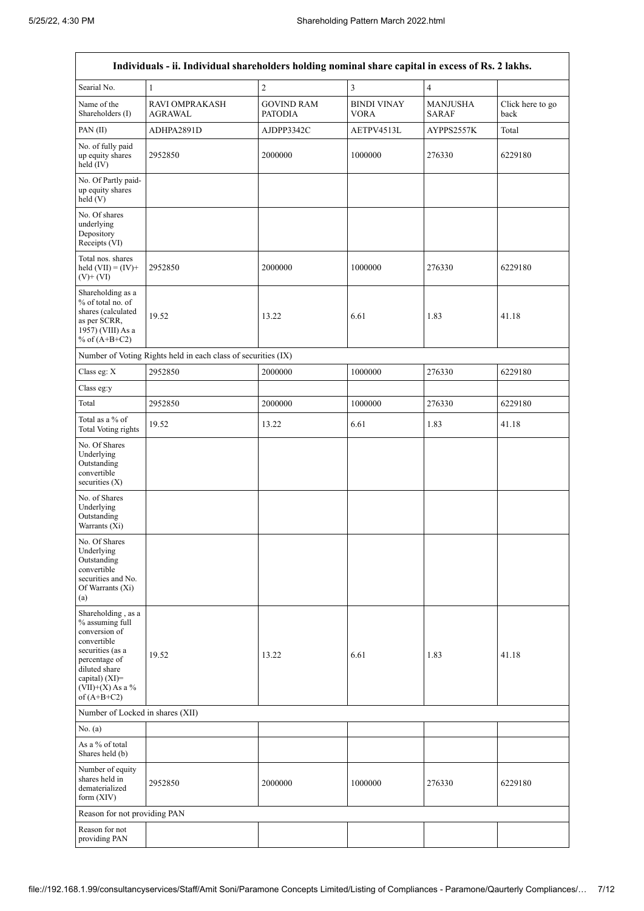| Individuals - ii. Individual shareholders holding nominal share capital in excess of Rs. 2 lakhs. | | | | | |
|---|---|---|---|---|---|
| Searial No. | 1 | 2 | 3 | 4 | |
| Name of the Shareholders (I) | RAVI OMPRAKASH AGRAWAL | GOVIND RAM PATODIA | BINDI VINAY VORA | MANJUSHA SARAF | Click here to go back |
| PAN (II) | ADHPA2891D | AJDPP3342C | AETPV4513L | AYPPS2557K | Total |
| No. of fully paid up equity shares held (IV) | 2952850 | 2000000 | 1000000 | 276330 | 6229180 |
| No. Of Partly paid-up equity shares held (V) | | | | | |
| No. Of shares underlying Depository Receipts (VI) | | | | | |
| Total nos. shares held (VII) = (IV)+(V)+ (VI) | 2952850 | 2000000 | 1000000 | 276330 | 6229180 |
| Shareholding as a % of total no. of shares (calculated as per SCRR, 1957) (VIII) As a % of (A+B+C2) | 19.52 | 13.22 | 6.61 | 1.83 | 41.18 |
| Number of Voting Rights held in each class of securities (IX) | | | | | |
| Class eg: X | 2952850 | 2000000 | 1000000 | 276330 | 6229180 |
| Class eg:y | | | | | |
| Total | 2952850 | 2000000 | 1000000 | 276330 | 6229180 |
| Total as a % of Total Voting rights | 19.52 | 13.22 | 6.61 | 1.83 | 41.18 |
| No. Of Shares Underlying Outstanding convertible securities (X) | | | | | |
| No. of Shares Underlying Outstanding Warrants (Xi) | | | | | |
| No. Of Shares Underlying Outstanding convertible securities and No. Of Warrants (Xi) (a) | | | | | |
| Shareholding , as a % assuming full conversion of convertible securities (as a percentage of diluted share capital) (XI)= (VII)+(X) As a % of (A+B+C2) | 19.52 | 13.22 | 6.61 | 1.83 | 41.18 |
| Number of Locked in shares (XII) | | | | | |
| No. (a) | | | | | |
| As a % of total Shares held (b) | | | | | |
| Number of equity shares held in dematerialized form (XIV) | 2952850 | 2000000 | 1000000 | 276330 | 6229180 |
| Reason for not providing PAN | | | | | |
| Reason for not providing PAN | | | | | |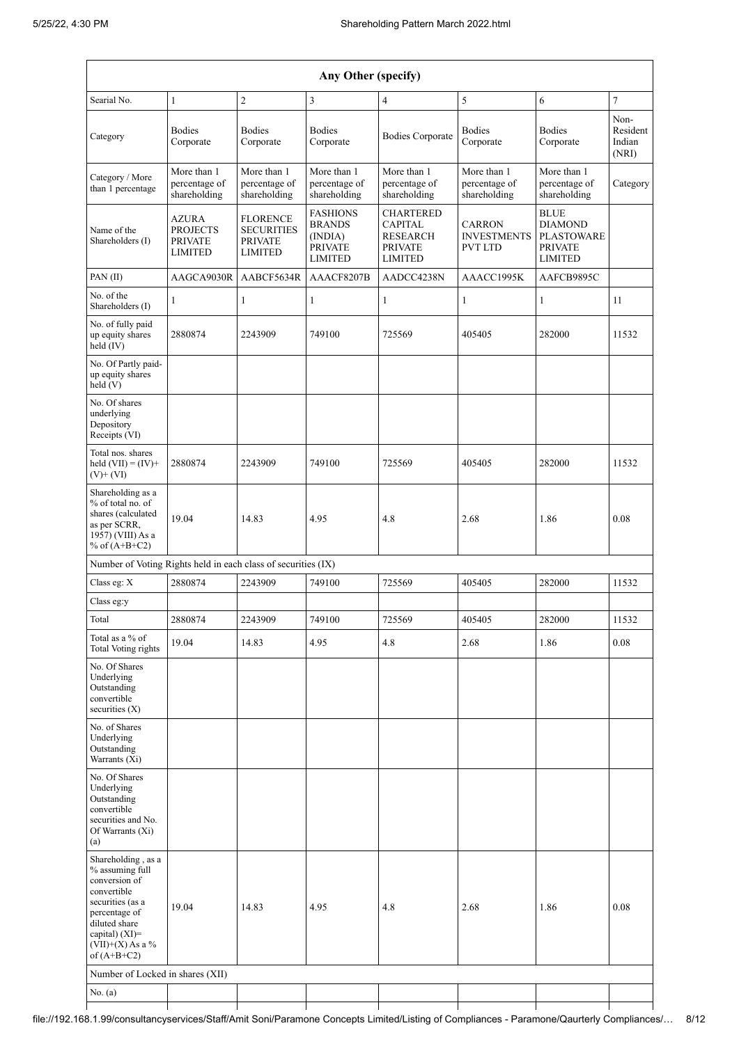| Any Other (specify) | | | | | | | |
|---|---|---|---|---|---|---|---|
| Searial No. | 1 | 2 | 3 | 4 | 5 | 6 | 7 |
| Category | Bodies Corporate | Bodies Corporate | Bodies Corporate | Bodies Corporate | Bodies Corporate | Bodies Corporate | Non-Resident Indian (NRI) |
| Category / More than 1 percentage | More than 1 percentage of shareholding | More than 1 percentage of shareholding | More than 1 percentage of shareholding | More than 1 percentage of shareholding | More than 1 percentage of shareholding | More than 1 percentage of shareholding | Category |
| Name of the Shareholders (I) | AZURA PROJECTS PRIVATE LIMITED | FLORENCE SECURITIES PRIVATE LIMITED | FASHIONS BRANDS (INDIA) PRIVATE LIMITED | CHARTERED CAPITAL RESEARCH PRIVATE LIMITED | CARRON INVESTMENTS PVT LTD | BLUE DIAMOND PLASTOWARE PRIVATE LIMITED | |
| PAN (II) | AAGCA9030R | AABCF5634R | AAACF8207B | AADCC4238N | AAACC1995K | AAFCB9895C | |
| No. of the Shareholders (I) | 1 | 1 | 1 | 1 | 1 | 1 | 11 |
| No. of fully paid up equity shares held (IV) | 2880874 | 2243909 | 749100 | 725569 | 405405 | 282000 | 11532 |
| No. Of Partly paid-up equity shares held (V) | | | | | | | |
| No. Of shares underlying Depository Receipts (VI) | | | | | | | |
| Total nos. shares held (VII) = (IV)+ (V)+ (VI) | 2880874 | 2243909 | 749100 | 725569 | 405405 | 282000 | 11532 |
| Shareholding as a % of total no. of shares (calculated as per SCRR, 1957) (VIII) As a % of (A+B+C2) | 19.04 | 14.83 | 4.95 | 4.8 | 2.68 | 1.86 | 0.08 |
| Number of Voting Rights held in each class of securities (IX) | | | | | | | |
| Class eg: X | 2880874 | 2243909 | 749100 | 725569 | 405405 | 282000 | 11532 |
| Class eg:y | | | | | | | |
| Total | 2880874 | 2243909 | 749100 | 725569 | 405405 | 282000 | 11532 |
| Total as a % of Total Voting rights | 19.04 | 14.83 | 4.95 | 4.8 | 2.68 | 1.86 | 0.08 |
| No. Of Shares Underlying Outstanding convertible securities (X) | | | | | | | |
| No. of Shares Underlying Outstanding Warrants (Xi) | | | | | | | |
| No. Of Shares Underlying Outstanding convertible securities and No. Of Warrants (Xi) (a) | | | | | | | |
| Shareholding , as a % assuming full conversion of convertible securities (as a percentage of diluted share capital) (XI)= (VII)+(X) As a % of (A+B+C2) | 19.04 | 14.83 | 4.95 | 4.8 | 2.68 | 1.86 | 0.08 |
| Number of Locked in shares (XII) | | | | | | | |
| No. (a) | | | | | | | |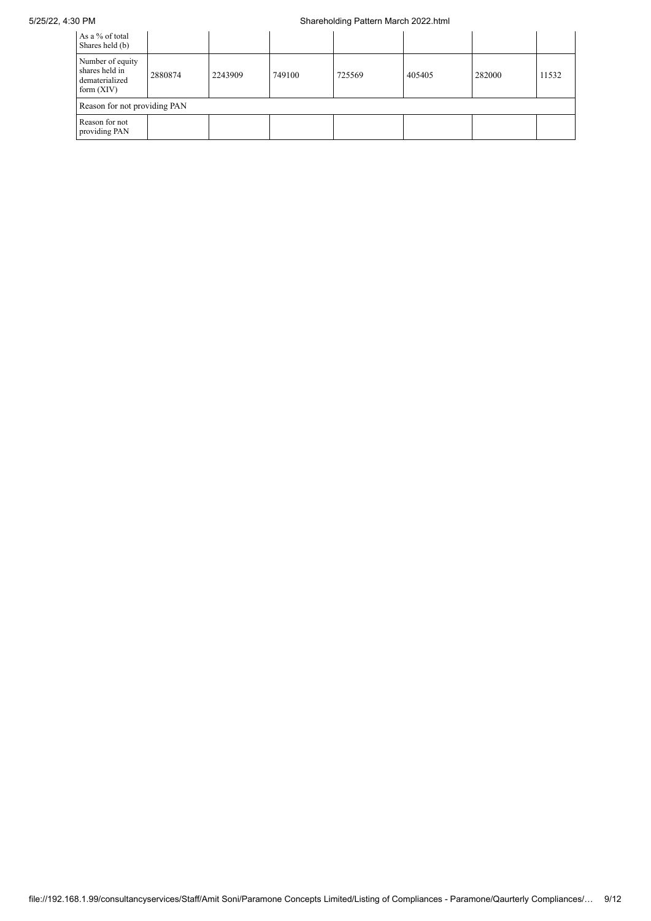| As a % of total Shares held (b) | | | | | | | |
|---|---|---|---|---|---|---|---|
| Number of equity shares held in dematerialized form (XIV) | 2880874 | 2243909 | 749100 | 725569 | 405405 | 282000 | 11532 |
| Reason for not providing PAN | | | | | | | |
| Reason for not providing PAN | | | | | | | |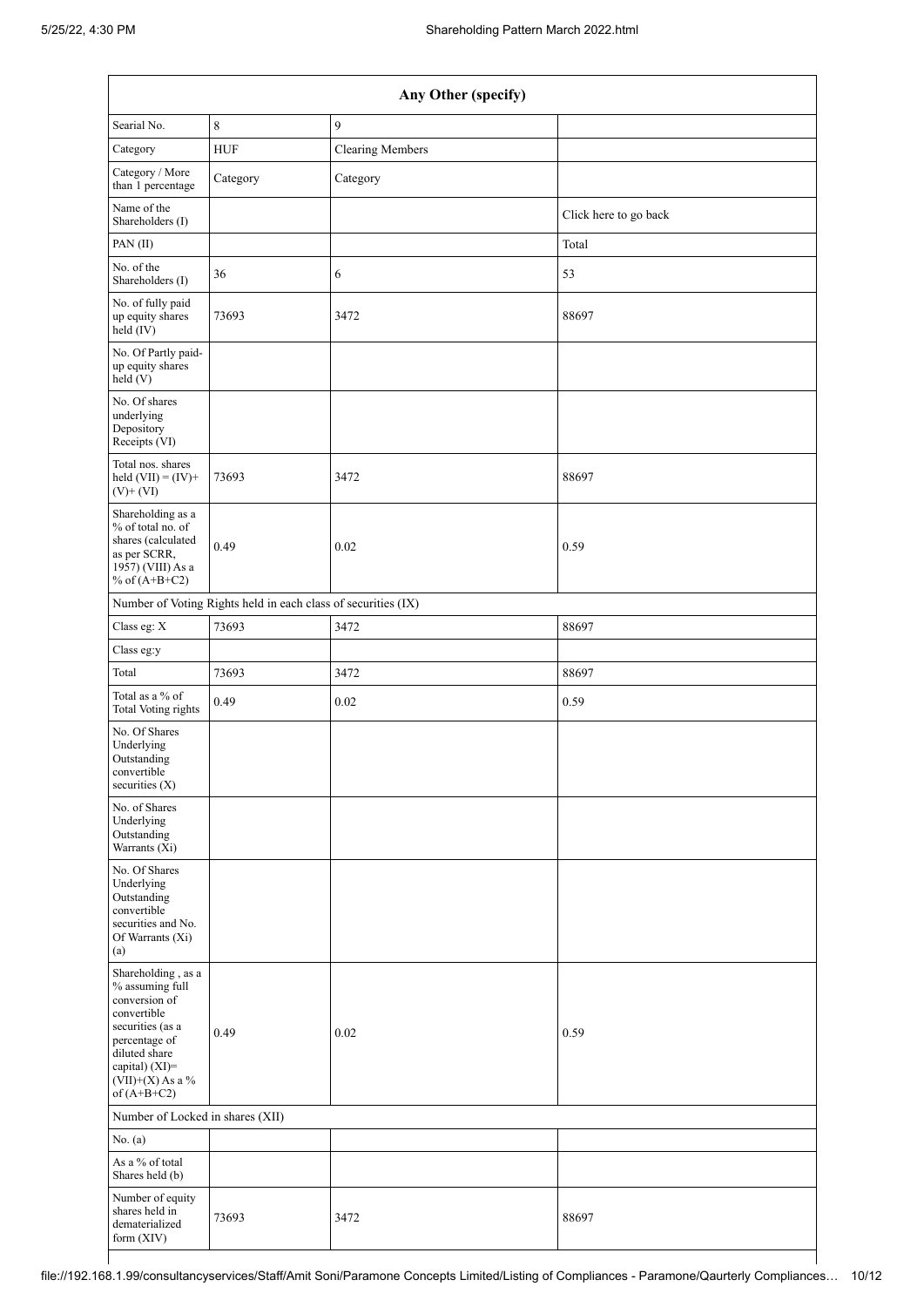| Any Other (specify) | | | |
|---|---|---|---|
| Searial No. | 8 | 9 | |
| Category | HUF | Clearing Members | |
| Category / More than 1 percentage | Category | Category | |
| Name of the Shareholders (I) | | | Click here to go back |
| PAN (II) | | | Total |
| No. of the Shareholders (I) | 36 | 6 | 53 |
| No. of fully paid up equity shares held (IV) | 73693 | 3472 | 88697 |
| No. Of Partly paid-up equity shares held (V) | | | |
| No. Of shares underlying Depository Receipts (VI) | | | |
| Total nos. shares held (VII) = (IV)+ (V)+ (VI) | 73693 | 3472 | 88697 |
| Shareholding as a % of total no. of shares (calculated as per SCRR, 1957) (VIII) As a % of (A+B+C2) | 0.49 | 0.02 | 0.59 |
| Number of Voting Rights held in each class of securities (IX) | | | |
| Class eg: X | 73693 | 3472 | 88697 |
| Class eg:y | | | |
| Total | 73693 | 3472 | 88697 |
| Total as a % of Total Voting rights | 0.49 | 0.02 | 0.59 |
| No. Of Shares Underlying Outstanding convertible securities (X) | | | |
| No. of Shares Underlying Outstanding Warrants (Xi) | | | |
| No. Of Shares Underlying Outstanding convertible securities and No. Of Warrants (Xi) (a) | | | |
| Shareholding , as a % assuming full conversion of convertible securities (as a percentage of diluted share capital) (XI)= (VII)+(X) As a % of (A+B+C2) | 0.49 | 0.02 | 0.59 |
| Number of Locked in shares (XII) | | | |
| No. (a) | | | |
| As a % of total Shares held (b) | | | |
| Number of equity shares held in dematerialized form (XIV) | 73693 | 3472 | 88697 |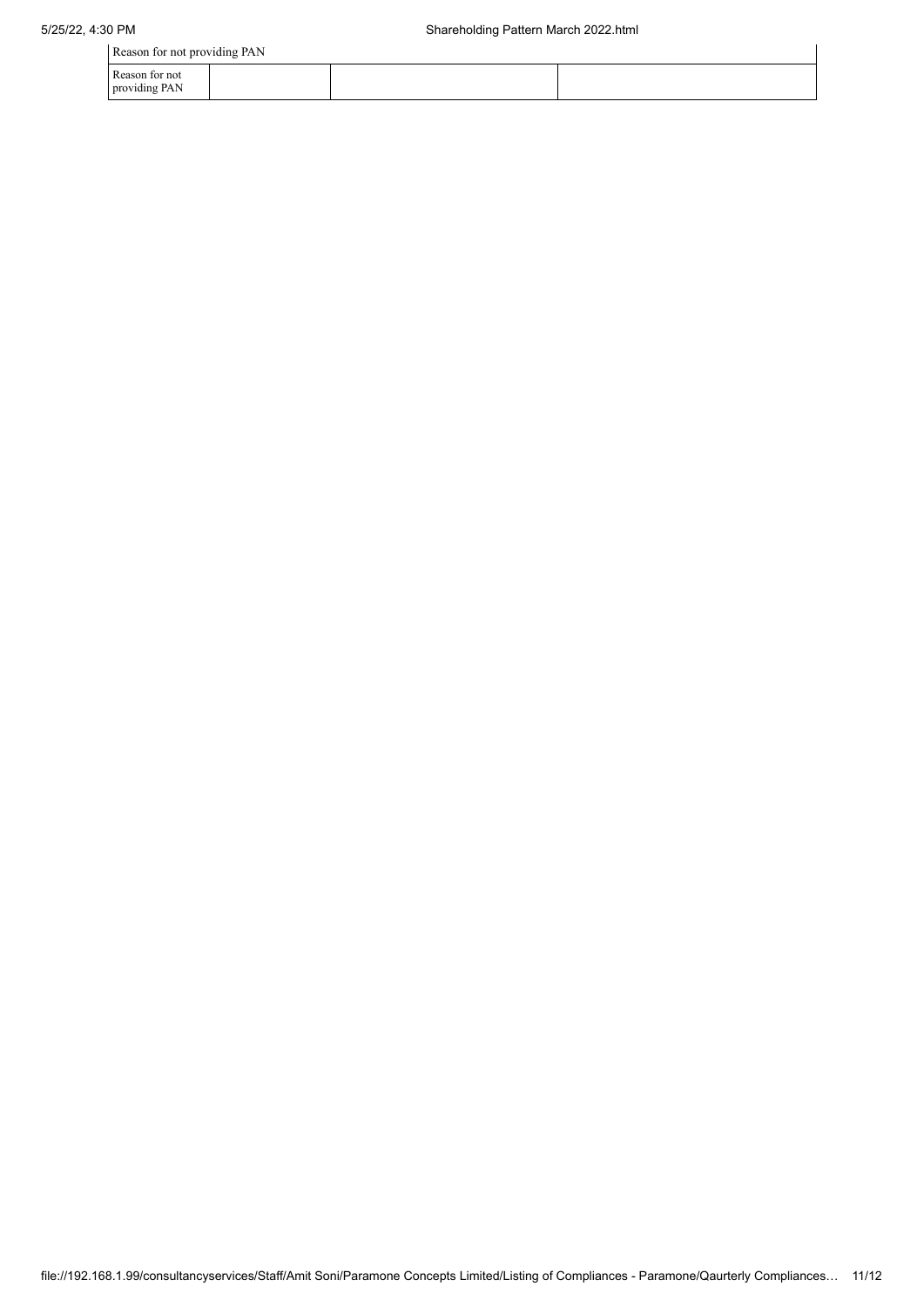| Reason for not providing PAN | | | |
|---|---|---|---|
| Reason for not providing PAN | | | |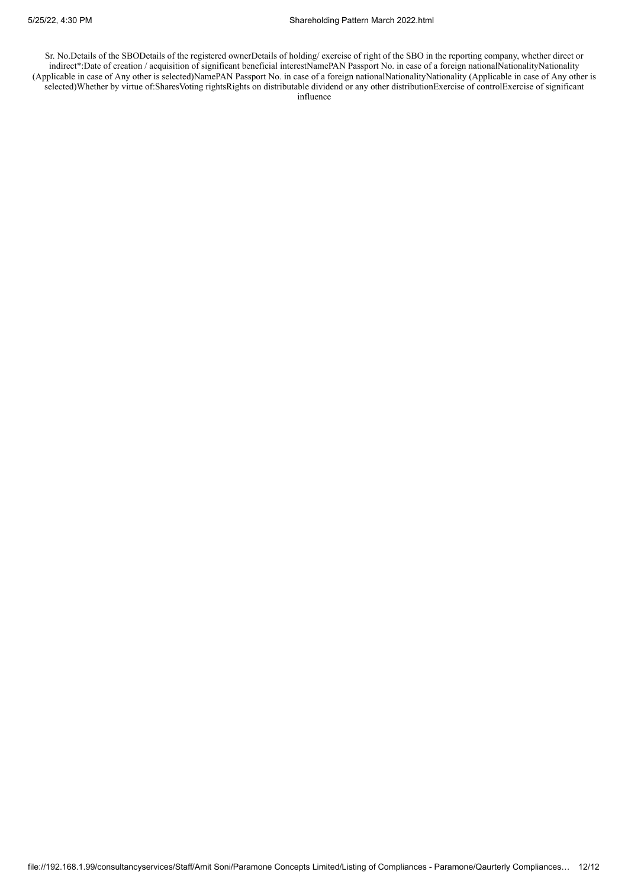Sr. No.Details of the SBODetails of the registered ownerDetails of holding/ exercise of right of the SBO in the reporting company, whether direct or indirect*:Date of creation / acquisition of significant beneficial interestNamePAN Passport No. in case of a foreign nationalNationalityNationality (Applicable in case of Any other is selected)NamePAN Passport No. in case of a foreign nationalNationalityNationality (Applicable in case of Any other is selected)Whether by virtue of:SharesVoting rightsRights on distributable dividend or any other distributionExercise of controlExercise of significant influence